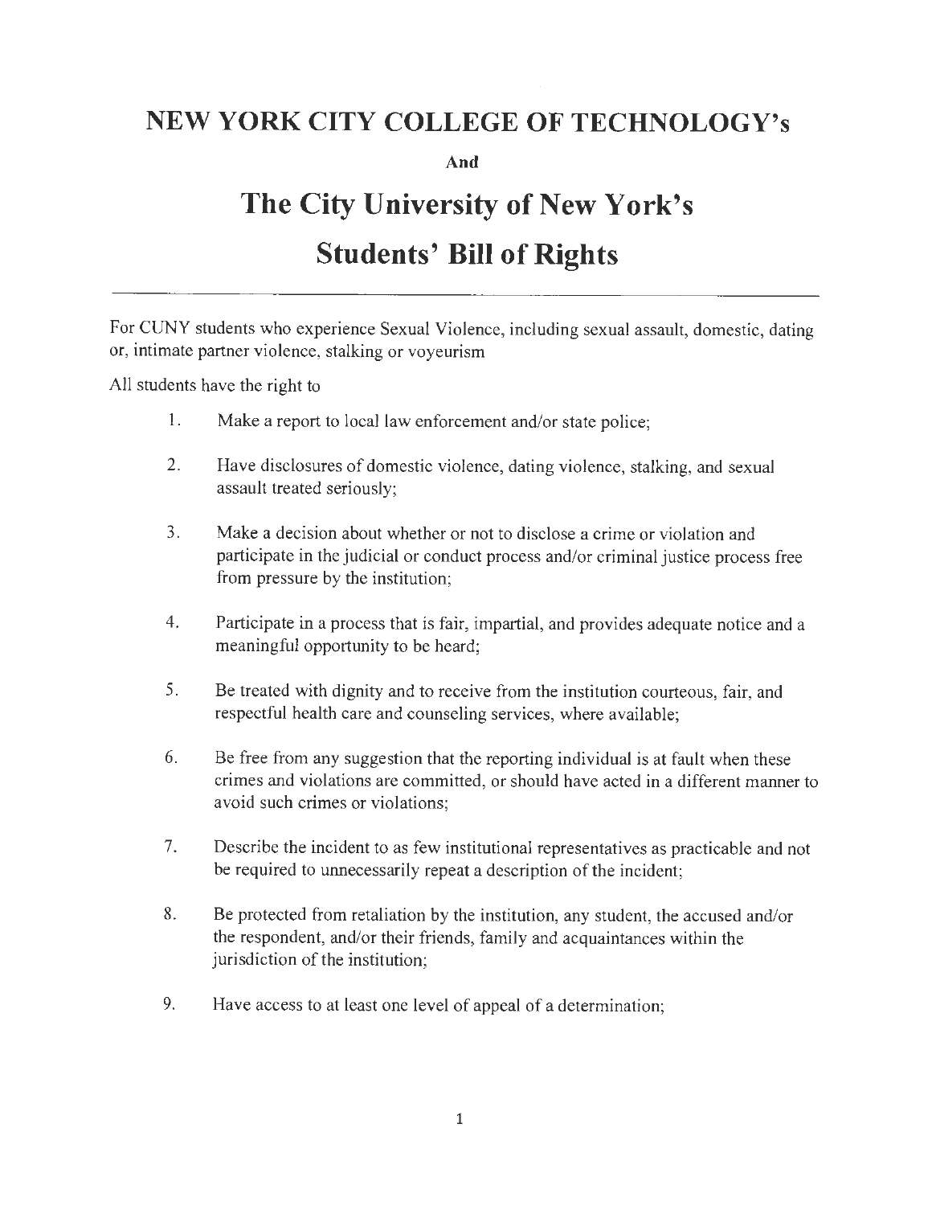# NEW YORK CITY COLLEGE OF TECHNOLOGY's

**And**

# The City University of New York's Students' Bill of Rights

---

For CUNY students who experience Sexual Violence, including sexual assault, domestic, dating or, intimate partner violence, stalking or voyeurism

All students have the right to

1. Make a report to local law enforcement and/or state police;
2. Have disclosures of domestic violence, dating violence, stalking, and sexual assault treated seriously;
3. Make a decision about whether or not to disclose a crime or violation and participate in the judicial or conduct process and/or criminal justice process free from pressure by the institution;
4. Participate in a process that is fair, impartial, and provides adequate notice and a meaningful opportunity to be heard;
5. Be treated with dignity and to receive from the institution courteous, fair, and respectful health care and counseling services, where available;
6. Be free from any suggestion that the reporting individual is at fault when these crimes and violations are committed, or should have acted in a different manner to avoid such crimes or violations;
7. Describe the incident to as few institutional representatives as practicable and not be required to unnecessarily repeat a description of the incident;
8. Be protected from retaliation by the institution, any student, the accused and/or the respondent, and/or their friends, family and acquaintances within the jurisdiction of the institution;
9. Have access to at least one level of appeal of a determination;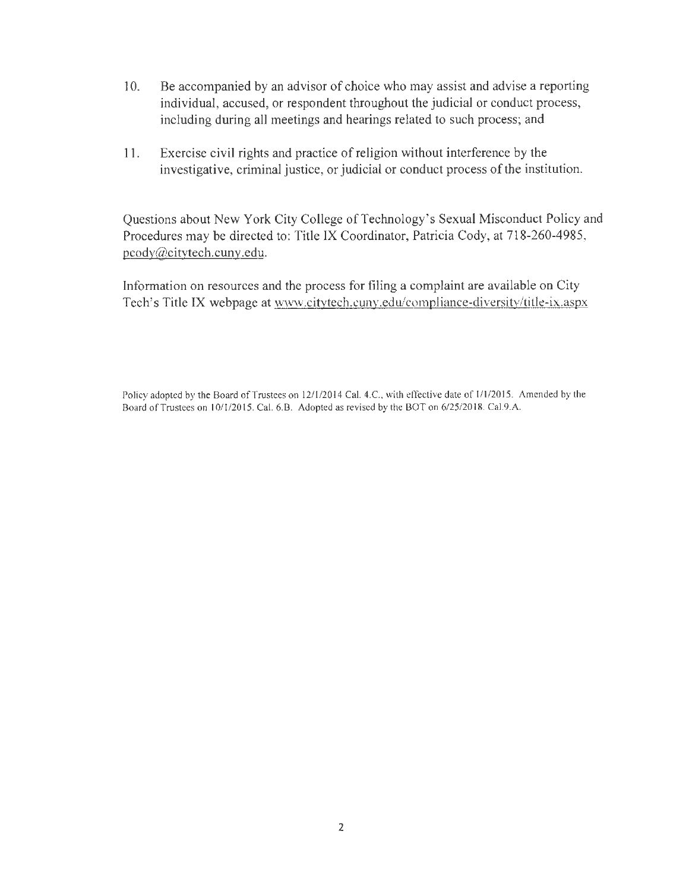10. Be accompanied by an advisor of choice who may assist and advise a reporting individual, accused, or respondent throughout the judicial or conduct process, including during all meetings and hearings related to such process; and

11. Exercise civil rights and practice of religion without interference by the investigative, criminal justice, or judicial or conduct process of the institution.

Questions about New York City College of Technology's Sexual Misconduct Policy and Procedures may be directed to: Title IX Coordinator, Patricia Cody, at 718-260-4985, pcody@citytech.cuny.edu.

Information on resources and the process for filing a complaint are available on City Tech's Title IX webpage at www.citytech.cuny.edu/compliance-diversity/title-ix.aspx

Policy adopted by the Board of Trustees on 12/1/2014 Cal. 4.C., with effective date of 1/1/2015. Amended by the Board of Trustees on 10/1/2015. Cal. 6.B. Adopted as revised by the BOT on 6/25/2018. Cal.9.A.